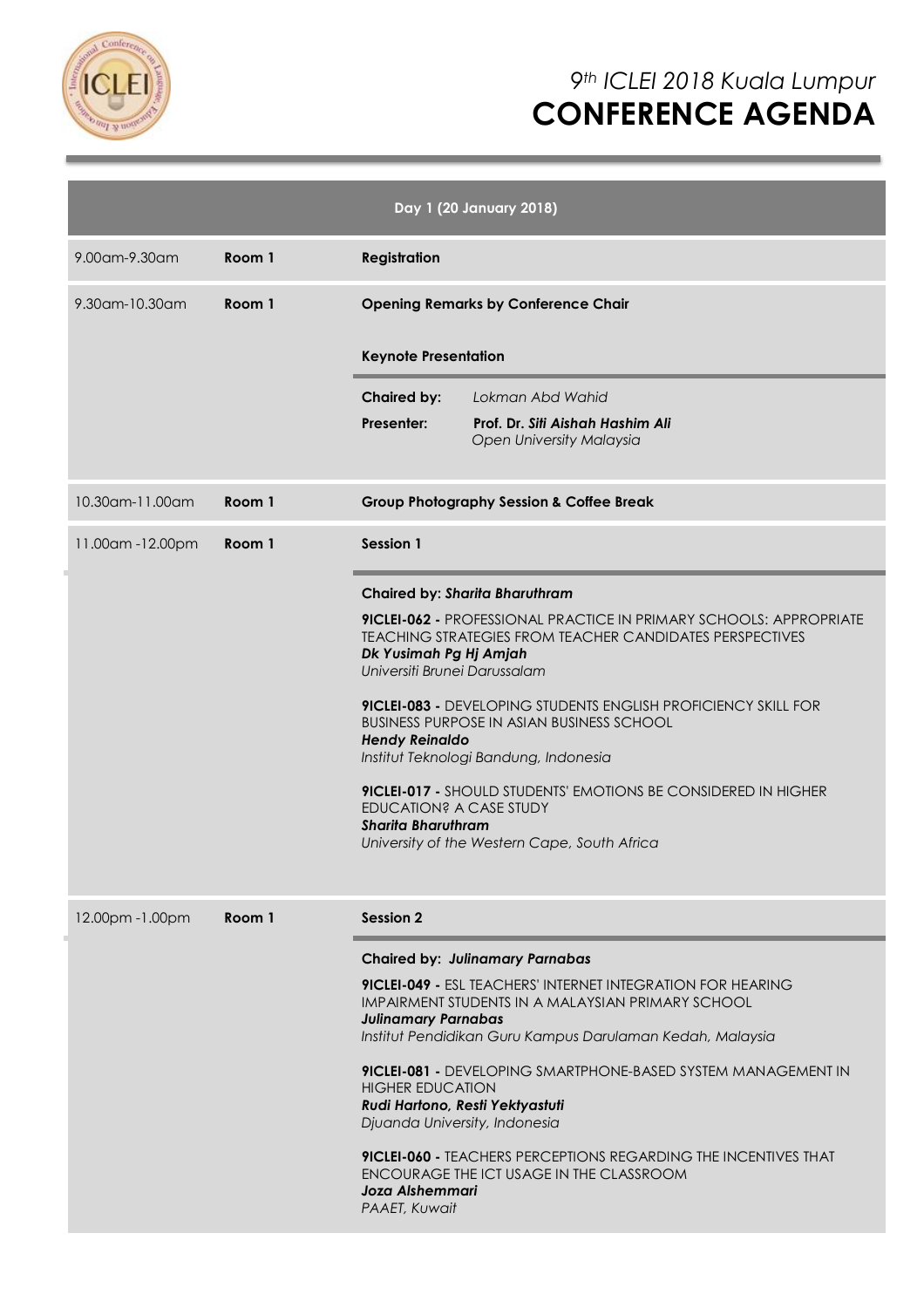# *9th ICLEI 2018 Kuala Lumpur*
# CONFERENCE AGENDA

## Day 1 (20 January 2018)

| Time | Room | Programme |
|---|---|---|
| 9.00am-9.30am | **Room 1** | **Registration** |
| 9.30am-10.30am | **Room 1** | **Opening Remarks by Conference Chair**<br><br>**Keynote Presentation**<br><br>**Chaired by:** *Lokman Abd Wahid*<br>**Presenter:** ***Prof. Dr. Siti Aishah Hashim Ali***<br>*Open University Malaysia* |
| 10.30am-11.00am | **Room 1** | **Group Photography Session & Coffee Break** |
| 11.00am -12.00pm | **Room 1** | **Session 1**<br><br>**Chaired by:** ***Sharita Bharuthram***<br><br>**9ICLEI-062 -** PROFESSIONAL PRACTICE IN PRIMARY SCHOOLS: APPROPRIATE TEACHING STRATEGIES FROM TEACHER CANDIDATES PERSPECTIVES<br>***Dk Yusimah Pg Hj Amjah***<br>*Universiti Brunei Darussalam*<br><br>**9ICLEI-083 -** DEVELOPING STUDENTS ENGLISH PROFICIENCY SKILL FOR BUSINESS PURPOSE IN ASIAN BUSINESS SCHOOL<br>***Hendy Reinaldo***<br>*Institut Teknologi Bandung, Indonesia*<br><br>**9ICLEI-017 -** SHOULD STUDENTS' EMOTIONS BE CONSIDERED IN HIGHER EDUCATION? A CASE STUDY<br>***Sharita Bharuthram***<br>*University of the Western Cape, South Africa* |
| 12.00pm -1.00pm | **Room 1** | **Session 2**<br><br>**Chaired by:** ***Julinamary Parnabas***<br><br>**9ICLEI-049 -** ESL TEACHERS' INTERNET INTEGRATION FOR HEARING IMPAIRMENT STUDENTS IN A MALAYSIAN PRIMARY SCHOOL<br>***Julinamary Parnabas***<br>*Institut Pendidikan Guru Kampus Darulaman Kedah, Malaysia*<br><br>**9ICLEI-081 -** DEVELOPING SMARTPHONE-BASED SYSTEM MANAGEMENT IN HIGHER EDUCATION<br>***Rudi Hartono, Resti Yektyastuti***<br>*Djuanda University, Indonesia*<br><br>**9ICLEI-060 -** TEACHERS PERCEPTIONS REGARDING THE INCENTIVES THAT ENCOURAGE THE ICT USAGE IN THE CLASSROOM<br>***Joza Alshemmari***<br>*PAAET, Kuwait* |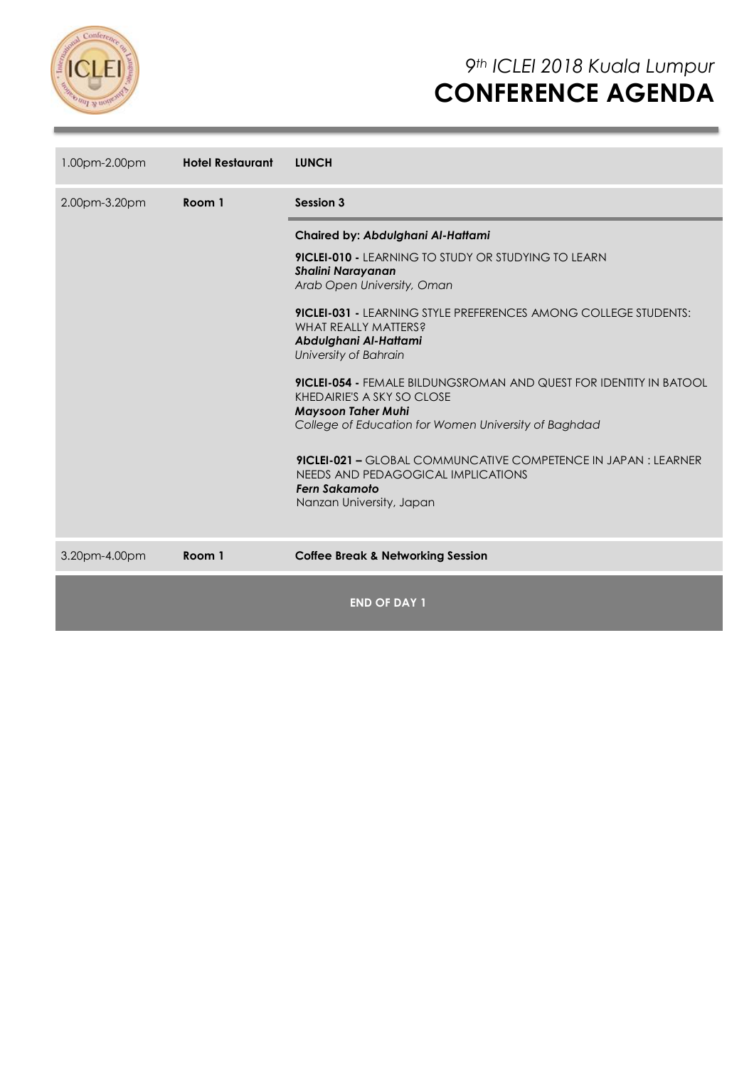| | | |
|---|---|---|
| 1.00pm-2.00pm | **Hotel Restaurant** | **LUNCH** |
| 2.00pm-3.20pm | **Room 1** | **Session 3** |
| | | **Chaired by: *Abdulghani Al-Hattami***<br><br>**9ICLEI-010 -** LEARNING TO STUDY OR STUDYING TO LEARN<br>***Shalini Narayanan***<br>*Arab Open University, Oman*<br><br>**9ICLEI-031 -** LEARNING STYLE PREFERENCES AMONG COLLEGE STUDENTS: WHAT REALLY MATTERS?<br>***Abdulghani Al-Hattami***<br>*University of Bahrain*<br><br>**9ICLEI-054 -** FEMALE BILDUNGSROMAN AND QUEST FOR IDENTITY IN BATOOL KHEDAIRIE'S A SKY SO CLOSE<br>***Maysoon Taher Muhi***<br>*College of Education for Women University of Baghdad*<br><br>**9ICLEI-021 –** GLOBAL COMMUNCATIVE COMPETENCE IN JAPAN : LEARNER NEEDS AND PEDAGOGICAL IMPLICATIONS<br>***Fern Sakamoto***<br>Nanzan University, Japan |
| 3.20pm-4.00pm | **Room 1** | **Coffee Break & Networking Session** |

**END OF DAY 1**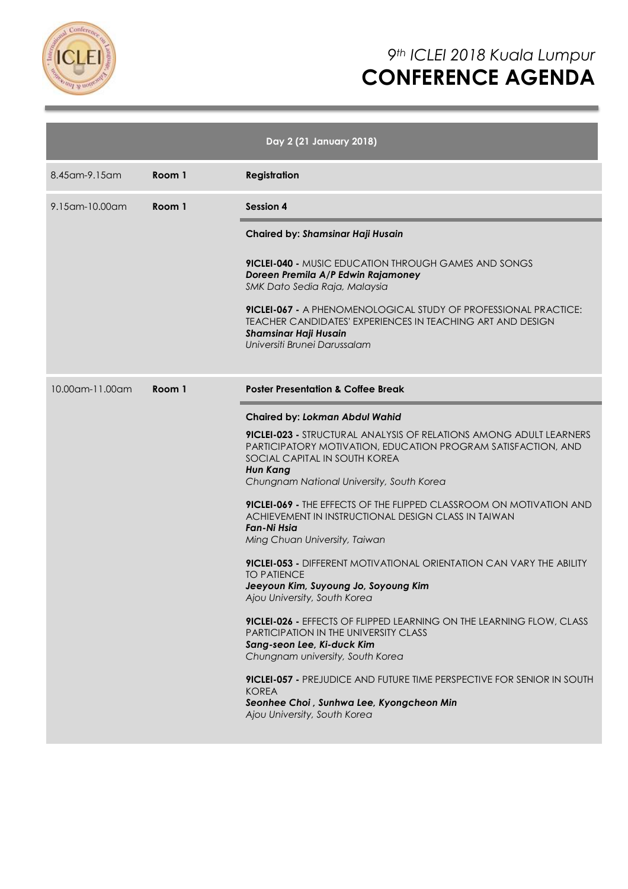# *9th ICLEI 2018 Kuala Lumpur*
# CONFERENCE AGENDA

| Day 2 (21 January 2018) | | |
|---|---|---|
| 8.45am-9.15am | **Room 1** | **Registration** |
| 9.15am-10.00am | **Room 1** | **Session 4**<br><br>**Chaired by:** ***Shamsinar Haji Husain***<br><br>**9ICLEI-040 -** MUSIC EDUCATION THROUGH GAMES AND SONGS<br>***Doreen Premila A/P Edwin Rajamoney***<br>*SMK Dato Sedia Raja, Malaysia*<br><br>**9ICLEI-067 -** A PHENOMENOLOGICAL STUDY OF PROFESSIONAL PRACTICE: TEACHER CANDIDATES' EXPERIENCES IN TEACHING ART AND DESIGN<br>***Shamsinar Haji Husain***<br>*Universiti Brunei Darussalam* |
| 10.00am-11.00am | **Room 1** | **Poster Presentation & Coffee Break**<br><br>**Chaired by:** ***Lokman Abdul Wahid***<br><br>**9ICLEI-023 -** STRUCTURAL ANALYSIS OF RELATIONS AMONG ADULT LEARNERS PARTICIPATORY MOTIVATION, EDUCATION PROGRAM SATISFACTION, AND SOCIAL CAPITAL IN SOUTH KOREA<br>***Hun Kang***<br>*Chungnam National University, South Korea*<br><br>**9ICLEI-069 -** THE EFFECTS OF THE FLIPPED CLASSROOM ON MOTIVATION AND ACHIEVEMENT IN INSTRUCTIONAL DESIGN CLASS IN TAIWAN<br>***Fan-Ni Hsia***<br>*Ming Chuan University, Taiwan*<br><br>**9ICLEI-053 -** DIFFERENT MOTIVATIONAL ORIENTATION CAN VARY THE ABILITY TO PATIENCE<br>***Jeeyoun Kim, Suyoung Jo, Soyoung Kim***<br>*Ajou University, South Korea*<br><br>**9ICLEI-026 -** EFFECTS OF FLIPPED LEARNING ON THE LEARNING FLOW, CLASS PARTICIPATION IN THE UNIVERSITY CLASS<br>***Sang-seon Lee, Ki-duck Kim***<br>*Chungnam university, South Korea*<br><br>**9ICLEI-057 -** PREJUDICE AND FUTURE TIME PERSPECTIVE FOR SENIOR IN SOUTH KOREA<br>***Seonhee Choi , Sunhwa Lee, Kyongcheon Min***<br>*Ajou University, South Korea* |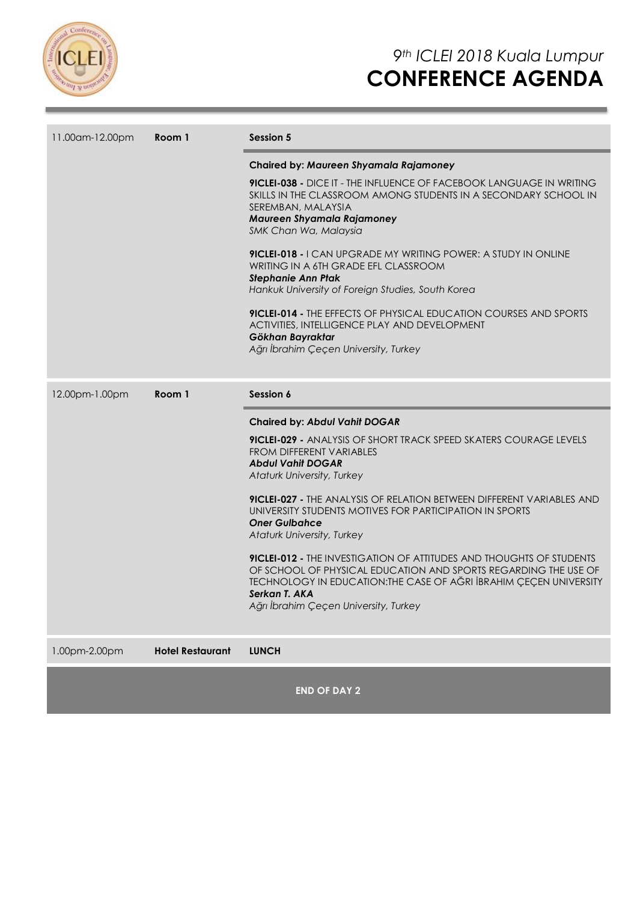| 11.00am-12.00pm | **Room 1** | **Session 5** |
|---|---|---|
| | | **Chaired by:** ***Maureen Shyamala Rajamoney*** |
| | | **9ICLEI-038 -** DICE IT - THE INFLUENCE OF FACEBOOK LANGUAGE IN WRITING SKILLS IN THE CLASSROOM AMONG STUDENTS IN A SECONDARY SCHOOL IN SEREMBAN, MALAYSIA<br>***Maureen Shyamala Rajamoney***<br>*SMK Chan Wa, Malaysia* |
| | | **9ICLEI-018 -** I CAN UPGRADE MY WRITING POWER: A STUDY IN ONLINE WRITING IN A 6TH GRADE EFL CLASSROOM<br>***Stephanie Ann Ptak***<br>*Hankuk University of Foreign Studies, South Korea* |
| | | **9ICLEI-014 -** THE EFFECTS OF PHYSICAL EDUCATION COURSES AND SPORTS ACTIVITIES, INTELLIGENCE PLAY AND DEVELOPMENT<br>***Gökhan Bayraktar***<br>*Ağrı İbrahim Çeçen University, Turkey* |
| 12.00pm-1.00pm | **Room 1** | **Session 6** |
| | | **Chaired by:** ***Abdul Vahit DOGAR*** |
| | | **9ICLEI-029 -** ANALYSIS OF SHORT TRACK SPEED SKATERS COURAGE LEVELS FROM DIFFERENT VARIABLES<br>***Abdul Vahit DOGAR***<br>*Ataturk University, Turkey* |
| | | **9ICLEI-027 -** THE ANALYSIS OF RELATION BETWEEN DIFFERENT VARIABLES AND UNIVERSITY STUDENTS MOTIVES FOR PARTICIPATION IN SPORTS<br>***Oner Gulbahce***<br>*Ataturk University, Turkey* |
| | | **9ICLEI-012 -** THE INVESTIGATION OF ATTITUDES AND THOUGHTS OF STUDENTS OF SCHOOL OF PHYSICAL EDUCATION AND SPORTS REGARDING THE USE OF TECHNOLOGY IN EDUCATION:THE CASE OF AĞRI İBRAHIM ÇEÇEN UNIVERSITY<br>***Serkan T. AKA***<br>*Ağrı İbrahim Çeçen University, Turkey* |
| 1.00pm-2.00pm | **Hotel Restaurant** | **LUNCH** |

**END OF DAY 2**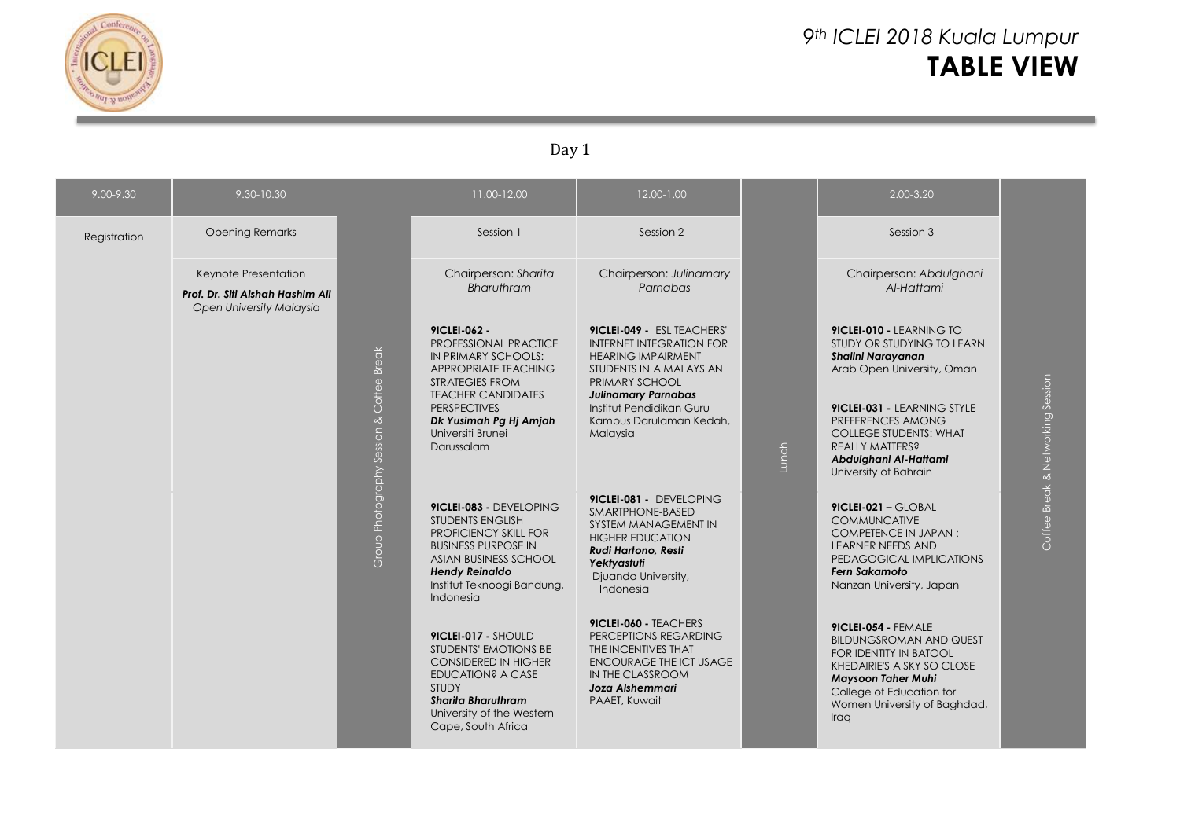# *9th ICLEI 2018 Kuala Lumpur*
# TABLE VIEW

Day 1

| 9.00-9.30 | 9.30-10.30 | | 11.00-12.00 | 12.00-1.00 | | 2.00-3.20 | |
|---|---|---|---|---|---|---|---|
| Registration | Opening Remarks | Group Photography Session & Coffee Break | Session 1 | Session 2 | Lunch | Session 3 | Coffee Break & Networking Session |
| | Keynote Presentation **Prof. Dr. Siti Aishah Hashim Ali** *Open University Malaysia* | | Chairperson: *Sharita Bharuthram* | Chairperson: *Julinamary Parnabas* | | Chairperson: *Abdulghani Al-Hattami* | |
| | | | **9ICLEI-062 -** PROFESSIONAL PRACTICE IN PRIMARY SCHOOLS: APPROPRIATE TEACHING STRATEGIES FROM TEACHER CANDIDATES PERSPECTIVES ***Dk Yusimah Pg Hj Amjah*** Universiti Brunei Darussalam | **9ICLEI-049 -** ESL TEACHERS' INTERNET INTEGRATION FOR HEARING IMPAIRMENT STUDENTS IN A MALAYSIAN PRIMARY SCHOOL ***Julinamary Parnabas*** Institut Pendidikan Guru Kampus Darulaman Kedah, Malaysia | | **9ICLEI-010 -** LEARNING TO STUDY OR STUDYING TO LEARN ***Shalini Narayanan*** Arab Open University, Oman<br><br>**9ICLEI-031 -** LEARNING STYLE PREFERENCES AMONG COLLEGE STUDENTS: WHAT REALLY MATTERS? ***Abdulghani Al-Hattami*** University of Bahrain | |
| | | | **9ICLEI-083 -** DEVELOPING STUDENTS ENGLISH PROFICIENCY SKILL FOR BUSINESS PURPOSE IN ASIAN BUSINESS SCHOOL ***Hendy Reinaldo*** Institut Teknoogi Bandung, Indonesia<br><br>**9ICLEI-017 -** SHOULD STUDENTS' EMOTIONS BE CONSIDERED IN HIGHER EDUCATION? A CASE STUDY ***Sharita Bharuthram*** University of the Western Cape, South Africa | **9ICLEI-081 -** DEVELOPING SMARTPHONE-BASED SYSTEM MANAGEMENT IN HIGHER EDUCATION ***Rudi Hartono, Resti Yektyastuti*** Djuanda University, Indonesia<br><br>**9ICLEI-060 -** TEACHERS PERCEPTIONS REGARDING THE INCENTIVES THAT ENCOURAGE THE ICT USAGE IN THE CLASSROOM ***Joza Alshemmari*** PAAET, Kuwait | | **9ICLEI-021 –** GLOBAL COMMUNCATIVE COMPETENCE IN JAPAN : LEARNER NEEDS AND PEDAGOGICAL IMPLICATIONS ***Fern Sakamoto*** Nanzan University, Japan<br><br>**9ICLEI-054 -** FEMALE BILDUNGSROMAN AND QUEST FOR IDENTITY IN BATOOL KHEDAIRIE'S A SKY SO CLOSE ***Maysoon Taher Muhi*** College of Education for Women University of Baghdad, Iraq | |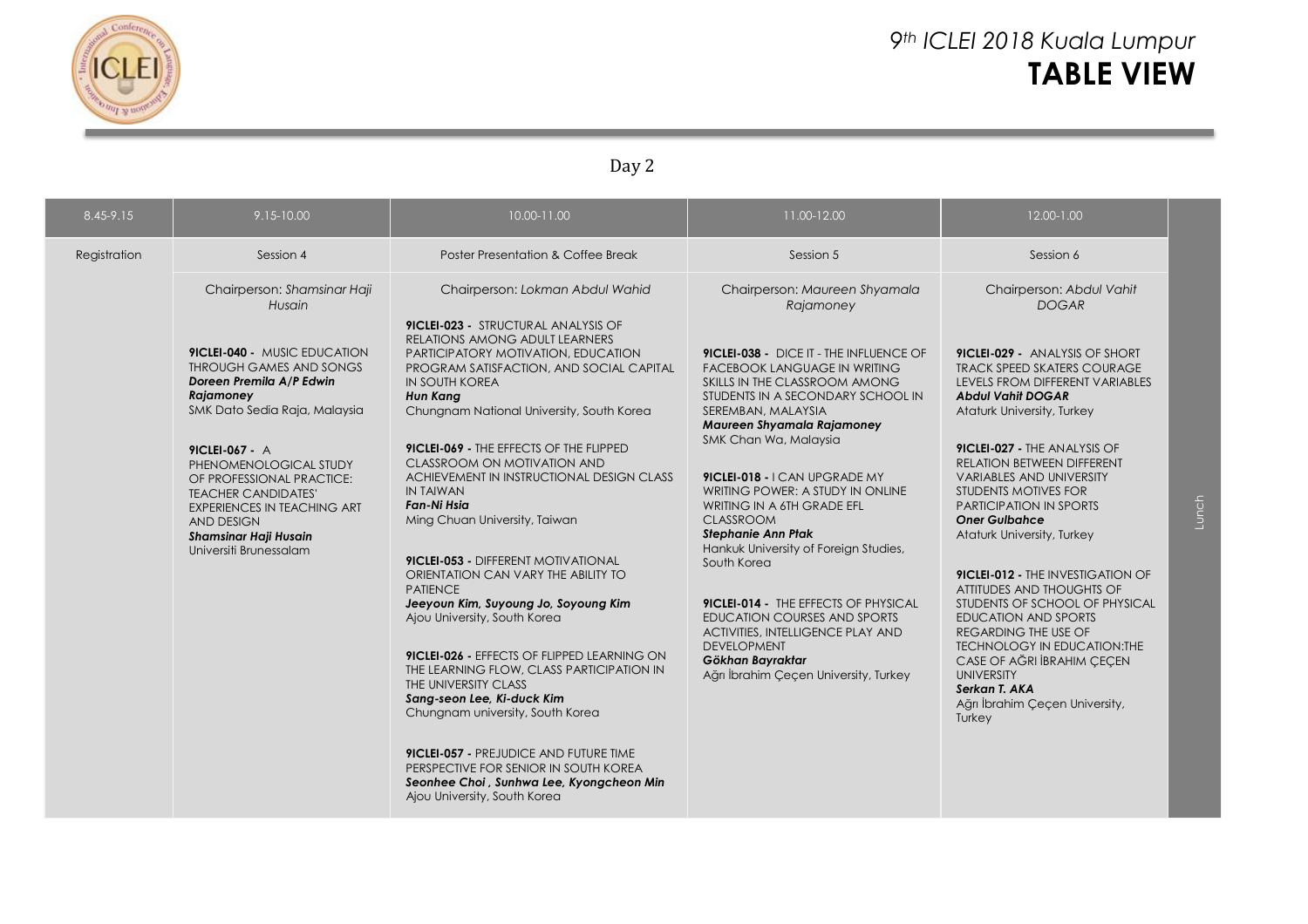# 9th ICLEI 2018 Kuala Lumpur

## TABLE VIEW

Day 2

| 8.45-9.15 | 9.15-10.00 | 10.00-11.00 | 11.00-12.00 | 12.00-1.00 | |
|---|---|---|---|---|---|
| Registration | Session 4 | Poster Presentation & Coffee Break | Session 5 | Session 6 | Lunch |
| | Chairperson: *Shamsinar Haji Husain*<br><br>**9ICLEI-040 -** MUSIC EDUCATION THROUGH GAMES AND SONGS<br>***Doreen Premila A/P Edwin Rajamoney***<br>SMK Dato Sedia Raja, Malaysia<br><br>**9ICLEI-067 -** A PHENOMENOLOGICAL STUDY OF PROFESSIONAL PRACTICE: TEACHER CANDIDATES' EXPERIENCES IN TEACHING ART AND DESIGN<br>***Shamsinar Haji Husain***<br>Universiti Brunessalam | Chairperson: *Lokman Abdul Wahid*<br><br>**9ICLEI-023 -** STRUCTURAL ANALYSIS OF RELATIONS AMONG ADULT LEARNERS PARTICIPATORY MOTIVATION, EDUCATION PROGRAM SATISFACTION, AND SOCIAL CAPITAL IN SOUTH KOREA<br>***Hun Kang***<br>Chungnam National University, South Korea<br><br>**9ICLEI-069 -** THE EFFECTS OF THE FLIPPED CLASSROOM ON MOTIVATION AND ACHIEVEMENT IN INSTRUCTIONAL DESIGN CLASS IN TAIWAN<br>***Fan-Ni Hsia***<br>Ming Chuan University, Taiwan<br><br>**9ICLEI-053 -** DIFFERENT MOTIVATIONAL ORIENTATION CAN VARY THE ABILITY TO PATIENCE<br>***Jeeyoun Kim, Suyoung Jo, Soyoung Kim***<br>Ajou University, South Korea<br><br>**9ICLEI-026 -** EFFECTS OF FLIPPED LEARNING ON THE LEARNING FLOW, CLASS PARTICIPATION IN THE UNIVERSITY CLASS<br>***Sang-seon Lee, Ki-duck Kim***<br>Chungnam university, South Korea<br><br>**9ICLEI-057 -** PREJUDICE AND FUTURE TIME PERSPECTIVE FOR SENIOR IN SOUTH KOREA<br>***Seonhee Choi , Sunhwa Lee, Kyongcheon Min***<br>Ajou University, South Korea | Chairperson: *Maureen Shyamala Rajamoney*<br><br>**9ICLEI-038 -** DICE IT - THE INFLUENCE OF FACEBOOK LANGUAGE IN WRITING SKILLS IN THE CLASSROOM AMONG STUDENTS IN A SECONDARY SCHOOL IN SEREMBAN, MALAYSIA<br>***Maureen Shyamala Rajamoney***<br>SMK Chan Wa, Malaysia<br><br>**9ICLEI-018 -** I CAN UPGRADE MY WRITING POWER: A STUDY IN ONLINE WRITING IN A 6TH GRADE EFL CLASSROOM<br>***Stephanie Ann Ptak***<br>Hankuk University of Foreign Studies, South Korea<br><br>**9ICLEI-014 -** THE EFFECTS OF PHYSICAL EDUCATION COURSES AND SPORTS ACTIVITIES, INTELLIGENCE PLAY AND DEVELOPMENT<br>***Gökhan Bayraktar***<br>Ağrı İbrahim Çeçen University, Turkey | Chairperson: *Abdul Vahit DOGAR*<br><br>**9ICLEI-029 -** ANALYSIS OF SHORT TRACK SPEED SKATERS COURAGE LEVELS FROM DIFFERENT VARIABLES<br>***Abdul Vahit DOGAR***<br>Ataturk University, Turkey<br><br>**9ICLEI-027 -** THE ANALYSIS OF RELATION BETWEEN DIFFERENT VARIABLES AND UNIVERSITY STUDENTS MOTIVES FOR PARTICIPATION IN SPORTS<br>***Oner Gulbahce***<br>Ataturk University, Turkey<br><br>**9ICLEI-012 -** THE INVESTIGATION OF ATTITUDES AND THOUGHTS OF STUDENTS OF SCHOOL OF PHYSICAL EDUCATION AND SPORTS REGARDING THE USE OF TECHNOLOGY IN EDUCATION:THE CASE OF AĞRI İBRAHIM ÇEÇEN UNIVERSITY<br>***Serkan T. AKA***<br>Ağrı İbrahim Çeçen University, Turkey | |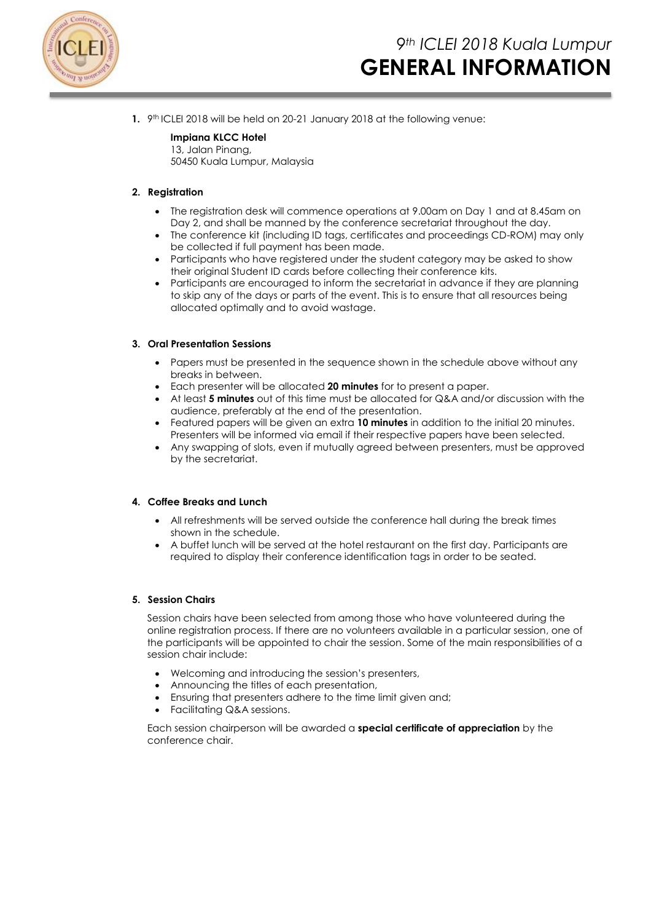# 9th ICLEI 2018 Kuala Lumpur
# GENERAL INFORMATION

1. 9th ICLEI 2018 will be held on 20-21 January 2018 at the following venue:

   **Impiana KLCC Hotel**
   13, Jalan Pinang,
   50450 Kuala Lumpur, Malaysia

2. **Registration**

   - The registration desk will commence operations at 9.00am on Day 1 and at 8.45am on Day 2, and shall be manned by the conference secretariat throughout the day.
   - The conference kit (including ID tags, certificates and proceedings CD-ROM) may only be collected if full payment has been made.
   - Participants who have registered under the student category may be asked to show their original Student ID cards before collecting their conference kits.
   - Participants are encouraged to inform the secretariat in advance if they are planning to skip any of the days or parts of the event. This is to ensure that all resources being allocated optimally and to avoid wastage.

3. **Oral Presentation Sessions**

   - Papers must be presented in the sequence shown in the schedule above without any breaks in between.
   - Each presenter will be allocated **20 minutes** for to present a paper.
   - At least **5 minutes** out of this time must be allocated for Q&A and/or discussion with the audience, preferably at the end of the presentation.
   - Featured papers will be given an extra **10 minutes** in addition to the initial 20 minutes. Presenters will be informed via email if their respective papers have been selected.
   - Any swapping of slots, even if mutually agreed between presenters, must be approved by the secretariat.

4. **Coffee Breaks and Lunch**

   - All refreshments will be served outside the conference hall during the break times shown in the schedule.
   - A buffet lunch will be served at the hotel restaurant on the first day. Participants are required to display their conference identification tags in order to be seated.

5. **Session Chairs**

   Session chairs have been selected from among those who have volunteered during the online registration process. If there are no volunteers available in a particular session, one of the participants will be appointed to chair the session. Some of the main responsibilities of a session chair include:

   - Welcoming and introducing the session's presenters,
   - Announcing the titles of each presentation,
   - Ensuring that presenters adhere to the time limit given and;
   - Facilitating Q&A sessions.

   Each session chairperson will be awarded a **special certificate of appreciation** by the conference chair.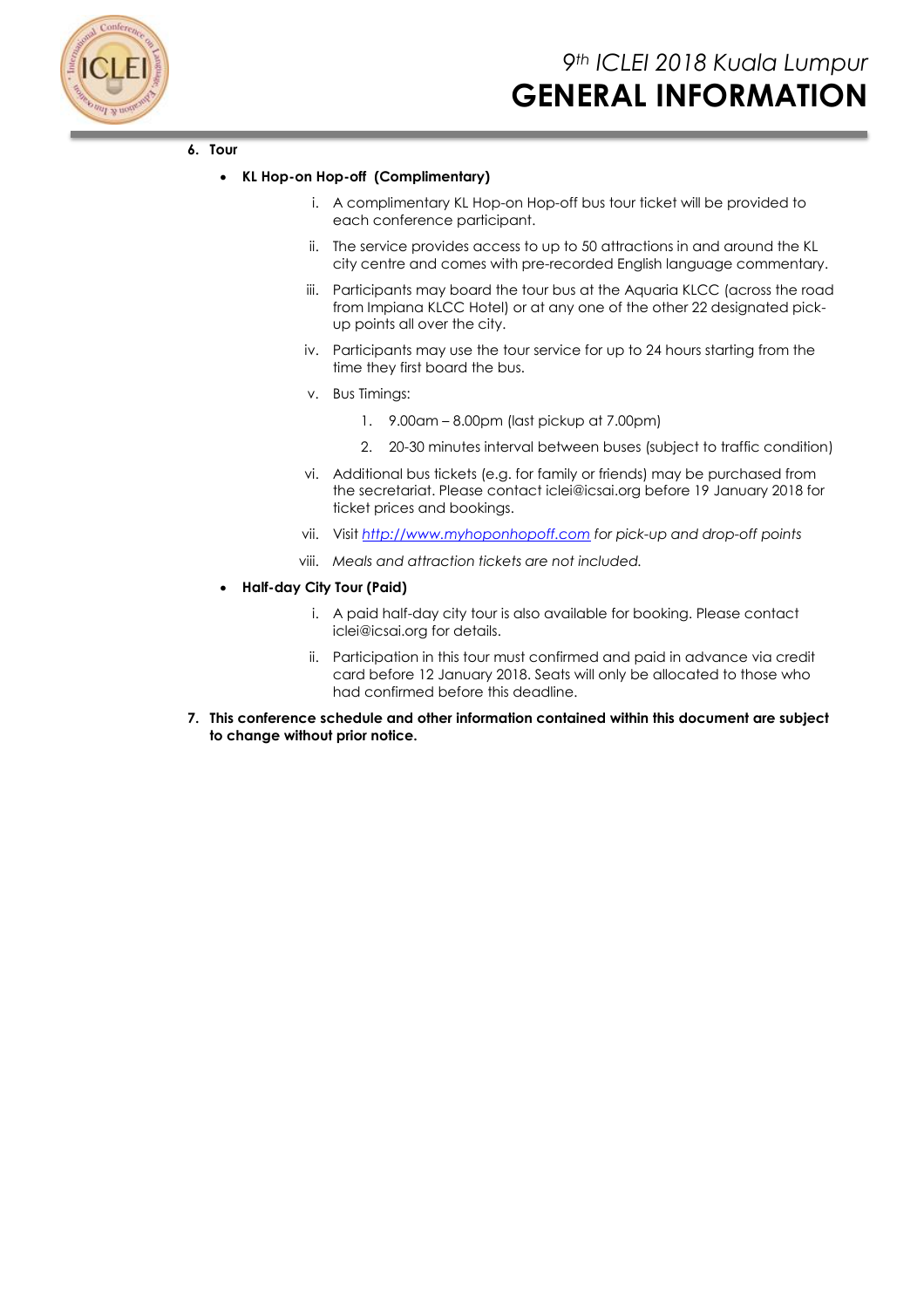6. **Tour**

- **KL Hop-on Hop-off (Complimentary)**

    i. A complimentary KL Hop-on Hop-off bus tour ticket will be provided to each conference participant.

    ii. The service provides access to up to 50 attractions in and around the KL city centre and comes with pre-recorded English language commentary.

    iii. Participants may board the tour bus at the Aquaria KLCC (across the road from Impiana KLCC Hotel) or at any one of the other 22 designated pick-up points all over the city.

    iv. Participants may use the tour service for up to 24 hours starting from the time they first board the bus.

    v. Bus Timings:

        1. 9.00am – 8.00pm (last pickup at 7.00pm)
        2. 20-30 minutes interval between buses (subject to traffic condition)

    vi. Additional bus tickets (e.g. for family or friends) may be purchased from the secretariat. Please contact iclei@icsai.org before 19 January 2018 for ticket prices and bookings.

    vii. Visit *http://www.myhoponhopoff.com for pick-up and drop-off points*

    viii. *Meals and attraction tickets are not included.*

- **Half-day City Tour (Paid)**

    i. A paid half-day city tour is also available for booking. Please contact iclei@icsai.org for details.

    ii. Participation in this tour must confirmed and paid in advance via credit card before 12 January 2018. Seats will only be allocated to those who had confirmed before this deadline.

7. **This conference schedule and other information contained within this document are subject to change without prior notice.**